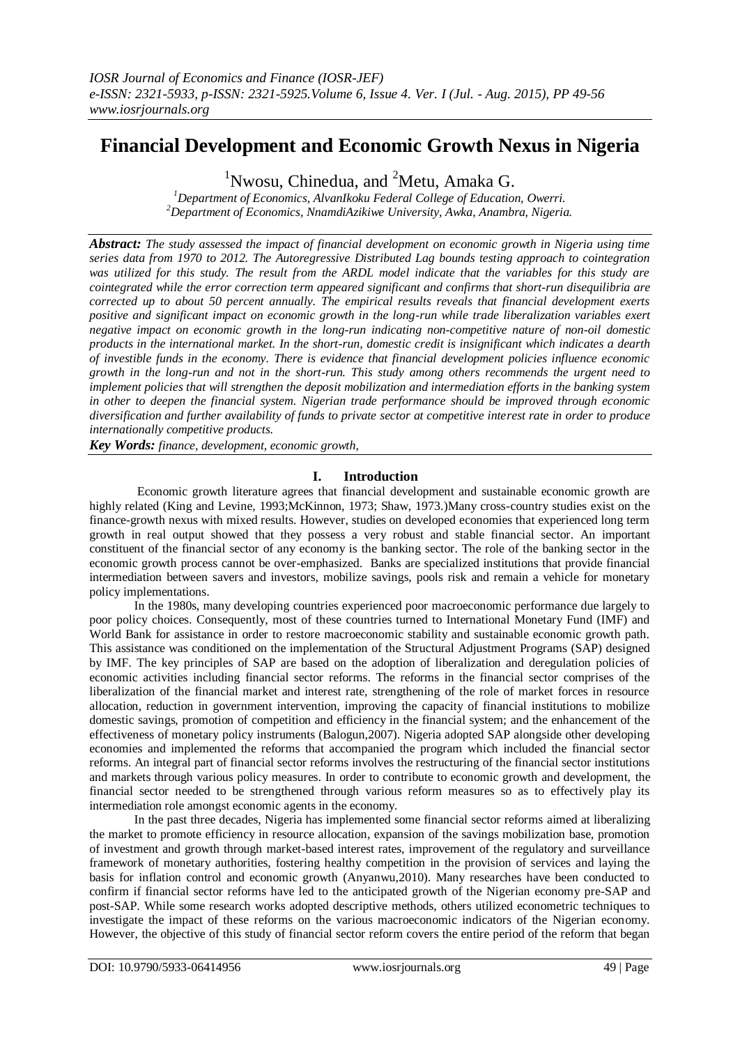# Financial Development and Economic Growth Nexus in Nigeria

[1]Nwosu, Chinedua, and [2]Metu, Amaka G.

[1]*Department of Economics, AlvanIkoku Federal College of Education, Owerri.*
[2]*Department of Economics, NnamdiAzikiwe University, Awka, Anambra, Nigeria.*

***Abstract:*** *The study assessed the impact of financial development on economic growth in Nigeria using time series data from 1970 to 2012. The Autoregressive Distributed Lag bounds testing approach to cointegration was utilized for this study. The result from the ARDL model indicate that the variables for this study are cointegrated while the error correction term appeared significant and confirms that short-run disequilibria are corrected up to about 50 percent annually. The empirical results reveals that financial development exerts positive and significant impact on economic growth in the long-run while trade liberalization variables exert negative impact on economic growth in the long-run indicating non-competitive nature of non-oil domestic products in the international market. In the short-run, domestic credit is insignificant which indicates a dearth of investible funds in the economy. There is evidence that financial development policies influence economic growth in the long-run and not in the short-run. This study among others recommends the urgent need to implement policies that will strengthen the deposit mobilization and intermediation efforts in the banking system in other to deepen the financial system. Nigerian trade performance should be improved through economic diversification and further availability of funds to private sector at competitive interest rate in order to produce internationally competitive products.*

***Key Words:*** *finance, development, economic growth,*

## I. Introduction

Economic growth literature agrees that financial development and sustainable economic growth are highly related (King and Levine, 1993;McKinnon, 1973; Shaw, 1973.)Many cross-country studies exist on the finance-growth nexus with mixed results. However, studies on developed economies that experienced long term growth in real output showed that they possess a very robust and stable financial sector. An important constituent of the financial sector of any economy is the banking sector. The role of the banking sector in the economic growth process cannot be over-emphasized. Banks are specialized institutions that provide financial intermediation between savers and investors, mobilize savings, pools risk and remain a vehicle for monetary policy implementations.

In the 1980s, many developing countries experienced poor macroeconomic performance due largely to poor policy choices. Consequently, most of these countries turned to International Monetary Fund (IMF) and World Bank for assistance in order to restore macroeconomic stability and sustainable economic growth path. This assistance was conditioned on the implementation of the Structural Adjustment Programs (SAP) designed by IMF. The key principles of SAP are based on the adoption of liberalization and deregulation policies of economic activities including financial sector reforms. The reforms in the financial sector comprises of the liberalization of the financial market and interest rate, strengthening of the role of market forces in resource allocation, reduction in government intervention, improving the capacity of financial institutions to mobilize domestic savings, promotion of competition and efficiency in the financial system; and the enhancement of the effectiveness of monetary policy instruments (Balogun,2007). Nigeria adopted SAP alongside other developing economies and implemented the reforms that accompanied the program which included the financial sector reforms. An integral part of financial sector reforms involves the restructuring of the financial sector institutions and markets through various policy measures. In order to contribute to economic growth and development, the financial sector needed to be strengthened through various reform measures so as to effectively play its intermediation role amongst economic agents in the economy.

In the past three decades, Nigeria has implemented some financial sector reforms aimed at liberalizing the market to promote efficiency in resource allocation, expansion of the savings mobilization base, promotion of investment and growth through market-based interest rates, improvement of the regulatory and surveillance framework of monetary authorities, fostering healthy competition in the provision of services and laying the basis for inflation control and economic growth (Anyanwu,2010). Many researches have been conducted to confirm if financial sector reforms have led to the anticipated growth of the Nigerian economy pre-SAP and post-SAP. While some research works adopted descriptive methods, others utilized econometric techniques to investigate the impact of these reforms on the various macroeconomic indicators of the Nigerian economy. However, the objective of this study of financial sector reform covers the entire period of the reform that began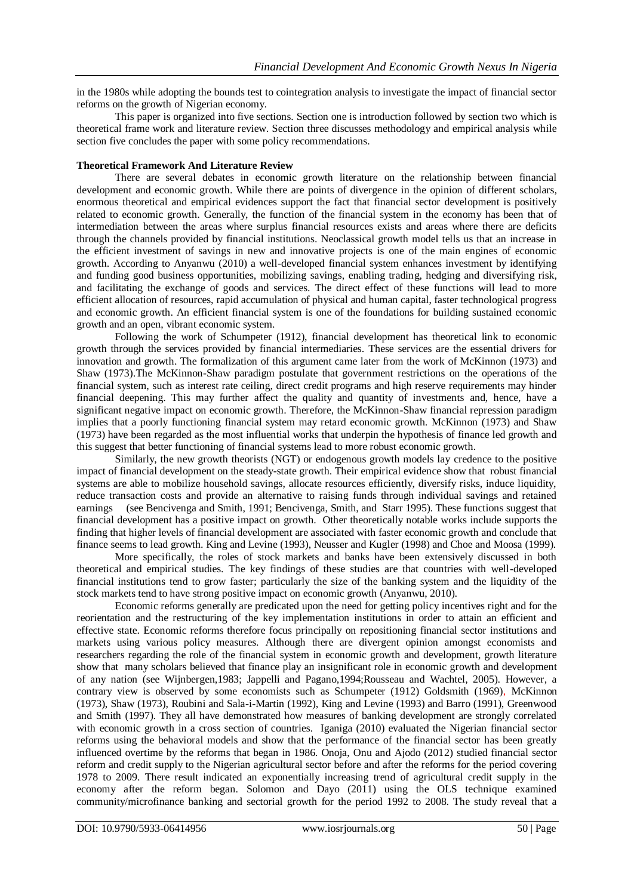in the 1980s while adopting the bounds test to cointegration analysis to investigate the impact of financial sector reforms on the growth of Nigerian economy.

This paper is organized into five sections. Section one is introduction followed by section two which is theoretical frame work and literature review. Section three discusses methodology and empirical analysis while section five concludes the paper with some policy recommendations.

## Theoretical Framework And Literature Review

There are several debates in economic growth literature on the relationship between financial development and economic growth. While there are points of divergence in the opinion of different scholars, enormous theoretical and empirical evidences support the fact that financial sector development is positively related to economic growth. Generally, the function of the financial system in the economy has been that of intermediation between the areas where surplus financial resources exists and areas where there are deficits through the channels provided by financial institutions. Neoclassical growth model tells us that an increase in the efficient investment of savings in new and innovative projects is one of the main engines of economic growth. According to Anyanwu (2010) a well-developed financial system enhances investment by identifying and funding good business opportunities, mobilizing savings, enabling trading, hedging and diversifying risk, and facilitating the exchange of goods and services. The direct effect of these functions will lead to more efficient allocation of resources, rapid accumulation of physical and human capital, faster technological progress and economic growth. An efficient financial system is one of the foundations for building sustained economic growth and an open, vibrant economic system.

Following the work of Schumpeter (1912), financial development has theoretical link to economic growth through the services provided by financial intermediaries. These services are the essential drivers for innovation and growth. The formalization of this argument came later from the work of McKinnon (1973) and Shaw (1973).The McKinnon-Shaw paradigm postulate that government restrictions on the operations of the financial system, such as interest rate ceiling, direct credit programs and high reserve requirements may hinder financial deepening. This may further affect the quality and quantity of investments and, hence, have a significant negative impact on economic growth. Therefore, the McKinnon-Shaw financial repression paradigm implies that a poorly functioning financial system may retard economic growth. McKinnon (1973) and Shaw (1973) have been regarded as the most influential works that underpin the hypothesis of finance led growth and this suggest that better functioning of financial systems lead to more robust economic growth.

Similarly, the new growth theorists (NGT) or endogenous growth models lay credence to the positive impact of financial development on the steady-state growth. Their empirical evidence show that robust financial systems are able to mobilize household savings, allocate resources efficiently, diversify risks, induce liquidity, reduce transaction costs and provide an alternative to raising funds through individual savings and retained earnings (see Bencivenga and Smith, 1991; Bencivenga, Smith, and Starr 1995). These functions suggest that financial development has a positive impact on growth. Other theoretically notable works include supports the finding that higher levels of financial development are associated with faster economic growth and conclude that finance seems to lead growth. King and Levine (1993), Neusser and Kugler (1998) and Choe and Moosa (1999).

More specifically, the roles of stock markets and banks have been extensively discussed in both theoretical and empirical studies. The key findings of these studies are that countries with well-developed financial institutions tend to grow faster; particularly the size of the banking system and the liquidity of the stock markets tend to have strong positive impact on economic growth (Anyanwu, 2010).

Economic reforms generally are predicated upon the need for getting policy incentives right and for the reorientation and the restructuring of the key implementation institutions in order to attain an efficient and effective state. Economic reforms therefore focus principally on repositioning financial sector institutions and markets using various policy measures. Although there are divergent opinion amongst economists and researchers regarding the role of the financial system in economic growth and development, growth literature show that many scholars believed that finance play an insignificant role in economic growth and development of any nation (see Wijnbergen,1983; Jappelli and Pagano,1994;Rousseau and Wachtel, 2005). However, a contrary view is observed by some economists such as Schumpeter (1912) Goldsmith (1969), McKinnon (1973), Shaw (1973), Roubini and Sala-i-Martin (1992), King and Levine (1993) and Barro (1991), Greenwood and Smith (1997). They all have demonstrated how measures of banking development are strongly correlated with economic growth in a cross section of countries. Iganiga (2010) evaluated the Nigerian financial sector reforms using the behavioral models and show that the performance of the financial sector has been greatly influenced overtime by the reforms that began in 1986. Onoja, Onu and Ajodo (2012) studied financial sector reform and credit supply to the Nigerian agricultural sector before and after the reforms for the period covering 1978 to 2009. There result indicated an exponentially increasing trend of agricultural credit supply in the economy after the reform began. Solomon and Dayo (2011) using the OLS technique examined community/microfinance banking and sectorial growth for the period 1992 to 2008. The study reveal that a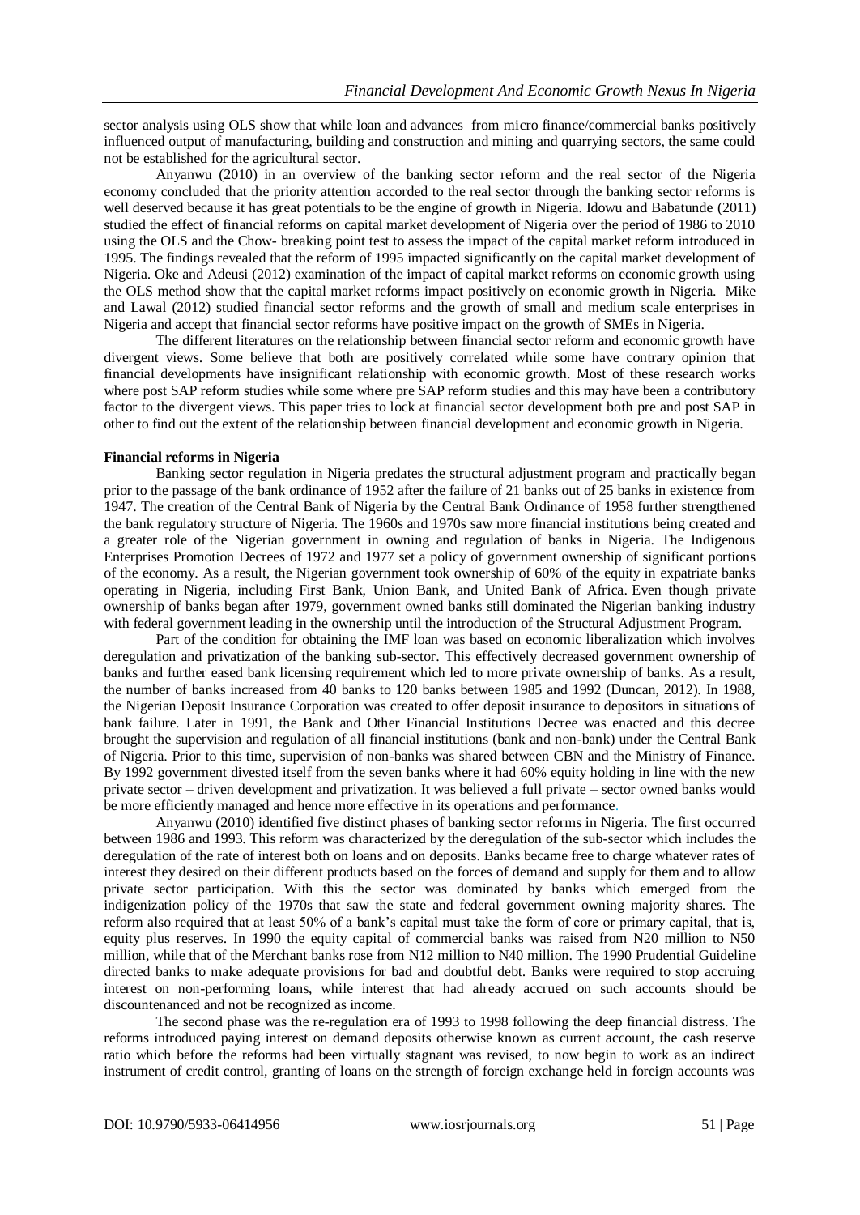sector analysis using OLS show that while loan and advances from micro finance/commercial banks positively influenced output of manufacturing, building and construction and mining and quarrying sectors, the same could not be established for the agricultural sector.

Anyanwu (2010) in an overview of the banking sector reform and the real sector of the Nigeria economy concluded that the priority attention accorded to the real sector through the banking sector reforms is well deserved because it has great potentials to be the engine of growth in Nigeria. Idowu and Babatunde (2011) studied the effect of financial reforms on capital market development of Nigeria over the period of 1986 to 2010 using the OLS and the Chow- breaking point test to assess the impact of the capital market reform introduced in 1995. The findings revealed that the reform of 1995 impacted significantly on the capital market development of Nigeria. Oke and Adeusi (2012) examination of the impact of capital market reforms on economic growth using the OLS method show that the capital market reforms impact positively on economic growth in Nigeria. Mike and Lawal (2012) studied financial sector reforms and the growth of small and medium scale enterprises in Nigeria and accept that financial sector reforms have positive impact on the growth of SMEs in Nigeria.

The different literatures on the relationship between financial sector reform and economic growth have divergent views. Some believe that both are positively correlated while some have contrary opinion that financial developments have insignificant relationship with economic growth. Most of these research works where post SAP reform studies while some where pre SAP reform studies and this may have been a contributory factor to the divergent views. This paper tries to lock at financial sector development both pre and post SAP in other to find out the extent of the relationship between financial development and economic growth in Nigeria.

**Financial reforms in Nigeria**

Banking sector regulation in Nigeria predates the structural adjustment program and practically began prior to the passage of the bank ordinance of 1952 after the failure of 21 banks out of 25 banks in existence from 1947. The creation of the Central Bank of Nigeria by the Central Bank Ordinance of 1958 further strengthened the bank regulatory structure of Nigeria. The 1960s and 1970s saw more financial institutions being created and a greater role of the Nigerian government in owning and regulation of banks in Nigeria. The Indigenous Enterprises Promotion Decrees of 1972 and 1977 set a policy of government ownership of significant portions of the economy. As a result, the Nigerian government took ownership of 60% of the equity in expatriate banks operating in Nigeria, including First Bank, Union Bank, and United Bank of Africa. Even though private ownership of banks began after 1979, government owned banks still dominated the Nigerian banking industry with federal government leading in the ownership until the introduction of the Structural Adjustment Program.

Part of the condition for obtaining the IMF loan was based on economic liberalization which involves deregulation and privatization of the banking sub-sector. This effectively decreased government ownership of banks and further eased bank licensing requirement which led to more private ownership of banks. As a result, the number of banks increased from 40 banks to 120 banks between 1985 and 1992 (Duncan, 2012). In 1988, the Nigerian Deposit Insurance Corporation was created to offer deposit insurance to depositors in situations of bank failure. Later in 1991, the Bank and Other Financial Institutions Decree was enacted and this decree brought the supervision and regulation of all financial institutions (bank and non-bank) under the Central Bank of Nigeria. Prior to this time, supervision of non-banks was shared between CBN and the Ministry of Finance. By 1992 government divested itself from the seven banks where it had 60% equity holding in line with the new private sector – driven development and privatization. It was believed a full private – sector owned banks would be more efficiently managed and hence more effective in its operations and performance.

Anyanwu (2010) identified five distinct phases of banking sector reforms in Nigeria. The first occurred between 1986 and 1993. This reform was characterized by the deregulation of the sub-sector which includes the deregulation of the rate of interest both on loans and on deposits. Banks became free to charge whatever rates of interest they desired on their different products based on the forces of demand and supply for them and to allow private sector participation. With this the sector was dominated by banks which emerged from the indigenization policy of the 1970s that saw the state and federal government owning majority shares. The reform also required that at least 50% of a bank's capital must take the form of core or primary capital, that is, equity plus reserves. In 1990 the equity capital of commercial banks was raised from N20 million to N50 million, while that of the Merchant banks rose from N12 million to N40 million. The 1990 Prudential Guideline directed banks to make adequate provisions for bad and doubtful debt. Banks were required to stop accruing interest on non-performing loans, while interest that had already accrued on such accounts should be discountenanced and not be recognized as income.

The second phase was the re-regulation era of 1993 to 1998 following the deep financial distress. The reforms introduced paying interest on demand deposits otherwise known as current account, the cash reserve ratio which before the reforms had been virtually stagnant was revised, to now begin to work as an indirect instrument of credit control, granting of loans on the strength of foreign exchange held in foreign accounts was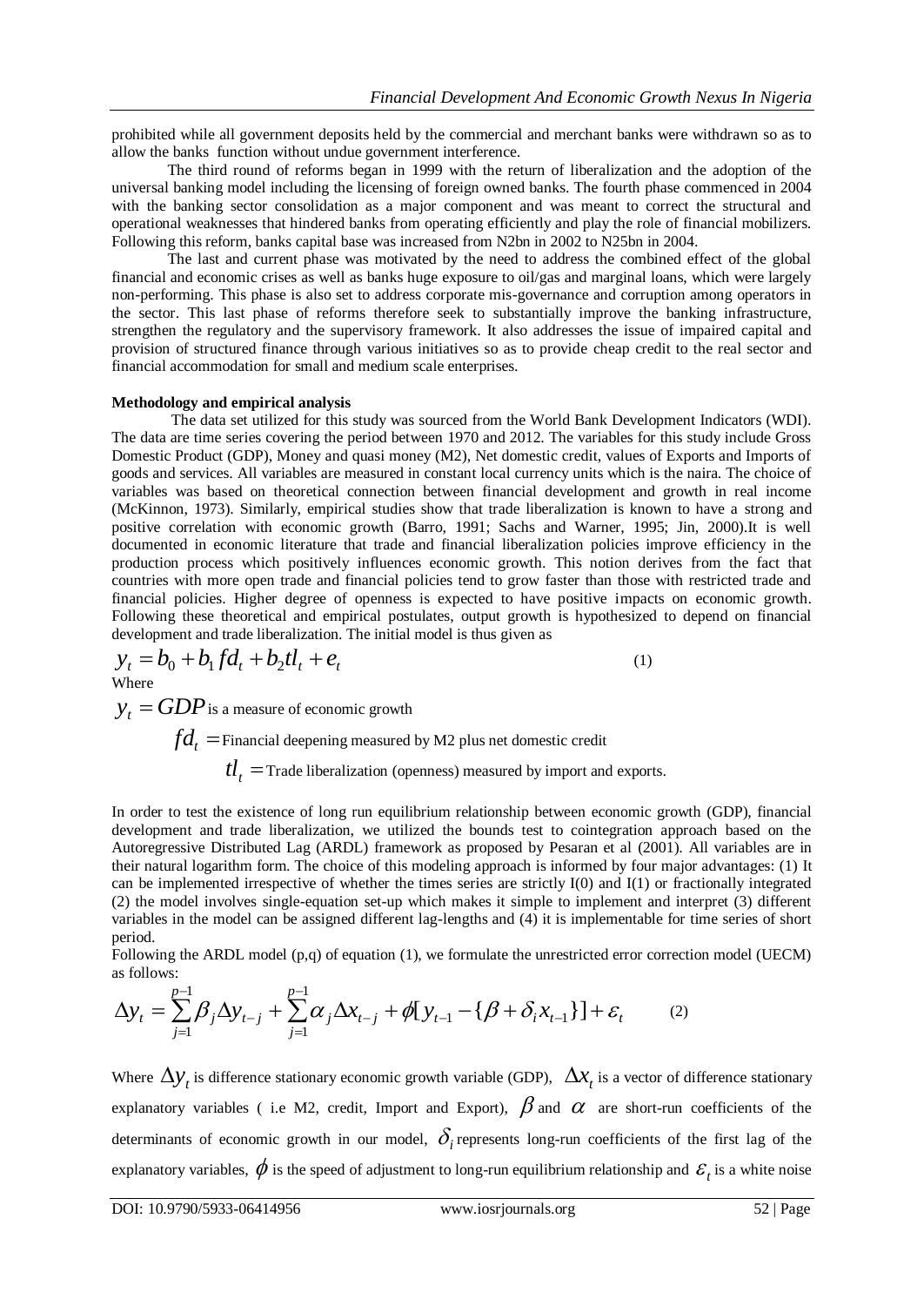prohibited while all government deposits held by the commercial and merchant banks were withdrawn so as to allow the banks function without undue government interference.

The third round of reforms began in 1999 with the return of liberalization and the adoption of the universal banking model including the licensing of foreign owned banks. The fourth phase commenced in 2004 with the banking sector consolidation as a major component and was meant to correct the structural and operational weaknesses that hindered banks from operating efficiently and play the role of financial mobilizers. Following this reform, banks capital base was increased from N2bn in 2002 to N25bn in 2004.

The last and current phase was motivated by the need to address the combined effect of the global financial and economic crises as well as banks huge exposure to oil/gas and marginal loans, which were largely non-performing. This phase is also set to address corporate mis-governance and corruption among operators in the sector. This last phase of reforms therefore seek to substantially improve the banking infrastructure, strengthen the regulatory and the supervisory framework. It also addresses the issue of impaired capital and provision of structured finance through various initiatives so as to provide cheap credit to the real sector and financial accommodation for small and medium scale enterprises.

**Methodology and empirical analysis**

The data set utilized for this study was sourced from the World Bank Development Indicators (WDI). The data are time series covering the period between 1970 and 2012. The variables for this study include Gross Domestic Product (GDP), Money and quasi money (M2), Net domestic credit, values of Exports and Imports of goods and services. All variables are measured in constant local currency units which is the naira. The choice of variables was based on theoretical connection between financial development and growth in real income (McKinnon, 1973). Similarly, empirical studies show that trade liberalization is known to have a strong and positive correlation with economic growth (Barro, 1991; Sachs and Warner, 1995; Jin, 2000).It is well documented in economic literature that trade and financial liberalization policies improve efficiency in the production process which positively influences economic growth. This notion derives from the fact that countries with more open trade and financial policies tend to grow faster than those with restricted trade and financial policies. Higher degree of openness is expected to have positive impacts on economic growth. Following these theoretical and empirical postulates, output growth is hypothesized to depend on financial development and trade liberalization. The initial model is thus given as

$$y_t = b_0 + b_1 fd_t + b_2 tl_t + e_t \tag{1}$$

Where

$y_t = GDP$ is a measure of economic growth

$fd_t =$ Financial deepening measured by M2 plus net domestic credit

$tl_t =$ Trade liberalization (openness) measured by import and exports.

In order to test the existence of long run equilibrium relationship between economic growth (GDP), financial development and trade liberalization, we utilized the bounds test to cointegration approach based on the Autoregressive Distributed Lag (ARDL) framework as proposed by Pesaran et al (2001). All variables are in their natural logarithm form. The choice of this modeling approach is informed by four major advantages: (1) It can be implemented irrespective of whether the times series are strictly I(0) and I(1) or fractionally integrated (2) the model involves single-equation set-up which makes it simple to implement and interpret (3) different variables in the model can be assigned different lag-lengths and (4) it is implementable for time series of short period.

Following the ARDL model (p,q) of equation (1), we formulate the unrestricted error correction model (UECM) as follows:

$$\Delta y_t = \sum_{j=1}^{p-1} \beta_j \Delta y_{t-j} + \sum_{j=1}^{p-1} \alpha_j \Delta x_{t-j} + \phi[y_{t-1} - \{\beta + \delta_i x_{t-1}\}] + \varepsilon_t \tag{2}$$

Where $\Delta y_t$ is difference stationary economic growth variable (GDP), $\Delta x_t$ is a vector of difference stationary explanatory variables ( i.e M2, credit, Import and Export), $\beta$ and $\alpha$ are short-run coefficients of the determinants of economic growth in our model, $\delta_i$ represents long-run coefficients of the first lag of the explanatory variables, $\phi$ is the speed of adjustment to long-run equilibrium relationship and $\varepsilon_t$ is a white noise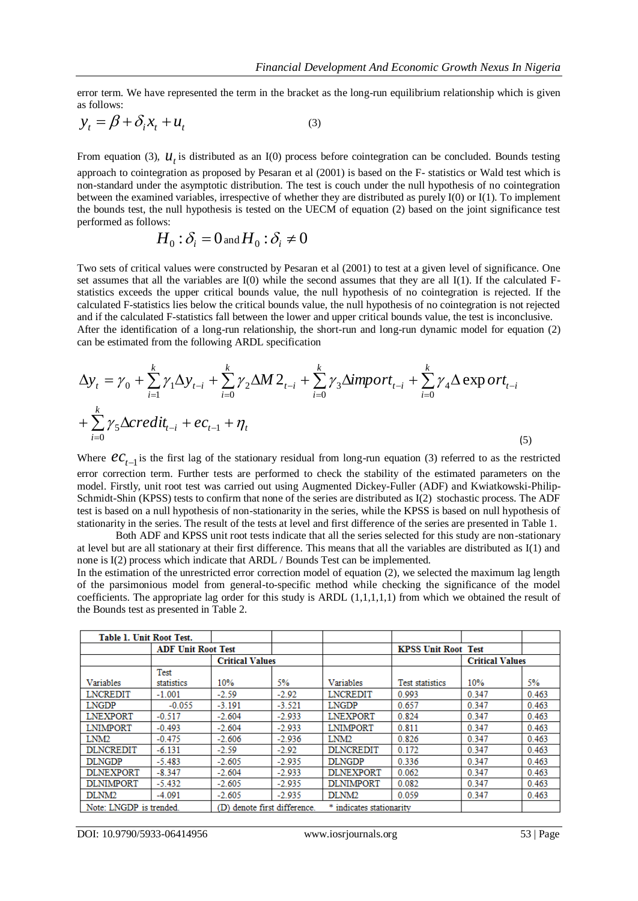error term. We have represented the term in the bracket as the long-run equilibrium relationship which is given as follows:

$$y_t = \beta + \delta_i x_t + u_t \tag{3}$$

From equation (3), $u_t$ is distributed as an I(0) process before cointegration can be concluded. Bounds testing approach to cointegration as proposed by Pesaran et al (2001) is based on the F- statistics or Wald test which is non-standard under the asymptotic distribution. The test is couch under the null hypothesis of no cointegration between the examined variables, irrespective of whether they are distributed as purely I(0) or I(1). To implement the bounds test, the null hypothesis is tested on the UECM of equation (2) based on the joint significance test performed as follows:

$$H_0 : \delta_i = 0 \text{ and } H_0 : \delta_i \neq 0$$

Two sets of critical values were constructed by Pesaran et al (2001) to test at a given level of significance. One set assumes that all the variables are I(0) while the second assumes that they are all I(1). If the calculated F-statistics exceeds the upper critical bounds value, the null hypothesis of no cointegration is rejected. If the calculated F-statistics lies below the critical bounds value, the null hypothesis of no cointegration is not rejected and if the calculated F-statistics fall between the lower and upper critical bounds value, the test is inconclusive.

After the identification of a long-run relationship, the short-run and long-run dynamic model for equation (2) can be estimated from the following ARDL specification

$$\Delta y_t = \gamma_0 + \sum_{i=1}^{k} \gamma_1 \Delta y_{t-i} + \sum_{i=0}^{k} \gamma_2 \Delta M2_{t-i} + \sum_{i=0}^{k} \gamma_3 \Delta import_{t-i} + \sum_{i=0}^{k} \gamma_4 \Delta export_{t-i} + \sum_{i=0}^{k} \gamma_5 \Delta credit_{t-i} + ec_{t-1} + \eta_t \tag{5}$$

Where $ec_{t-1}$ is the first lag of the stationary residual from long-run equation (3) referred to as the restricted error correction term. Further tests are performed to check the stability of the estimated parameters on the model. Firstly, unit root test was carried out using Augmented Dickey-Fuller (ADF) and Kwiatkowski-Philip-Schmidt-Shin (KPSS) tests to confirm that none of the series are distributed as I(2) stochastic process. The ADF test is based on a null hypothesis of non-stationarity in the series, while the KPSS is based on null hypothesis of stationarity in the series. The result of the tests at level and first difference of the series are presented in Table 1.

Both ADF and KPSS unit root tests indicate that all the series selected for this study are non-stationary at level but are all stationary at their first difference. This means that all the variables are distributed as I(1) and none is I(2) process which indicate that ARDL / Bounds Test can be implemented.

In the estimation of the unrestricted error correction model of equation (2), we selected the maximum lag length of the parsimonious model from general-to-specific method while checking the significance of the model coefficients. The appropriate lag order for this study is ARDL (1,1,1,1,1) from which we obtained the result of the Bounds test as presented in Table 2.

| **Table 1. Unit Root Test.** | | | | | | | |
|---|---|---|---|---|---|---|---|
| | **ADF Unit Root Test** | | | | **KPSS Unit Root Test** | | |
| | | **Critical Values** | | | | **Critical Values** | |
| Variables | Test statistics | 10% | 5% | Variables | Test statistics | 10% | 5% |
| LNCREDIT | -1.001 | -2.59 | -2.92 | LNCREDIT | 0.993 | 0.347 | 0.463 |
| LNGDP | -0.055 | -3.191 | -3.521 | LNGDP | 0.657 | 0.347 | 0.463 |
| LNEXPORT | -0.517 | -2.604 | -2.933 | LNEXPORT | 0.824 | 0.347 | 0.463 |
| LNIMPORT | -0.493 | -2.604 | -2.933 | LNIMPORT | 0.811 | 0.347 | 0.463 |
| LNM2 | -0.475 | -2.606 | -2.936 | LNM2 | 0.826 | 0.347 | 0.463 |
| DLNCREDIT | -6.131 | -2.59 | -2.92 | DLNCREDIT | 0.172 | 0.347 | 0.463 |
| DLNGDP | -5.483 | -2.605 | -2.935 | DLNGDP | 0.336 | 0.347 | 0.463 |
| DLNEXPORT | -8.347 | -2.604 | -2.933 | DLNEXPORT | 0.062 | 0.347 | 0.463 |
| DLNIMPORT | -5.432 | -2.605 | -2.935 | DLNIMPORT | 0.082 | 0.347 | 0.463 |
| DLNM2 | -4.091 | -2.605 | -2.935 | DLNM2 | 0.059 | 0.347 | 0.463 |
| Note: LNGDP is trended. | | (D) denote first difference. | | * indicates stationarity | | | |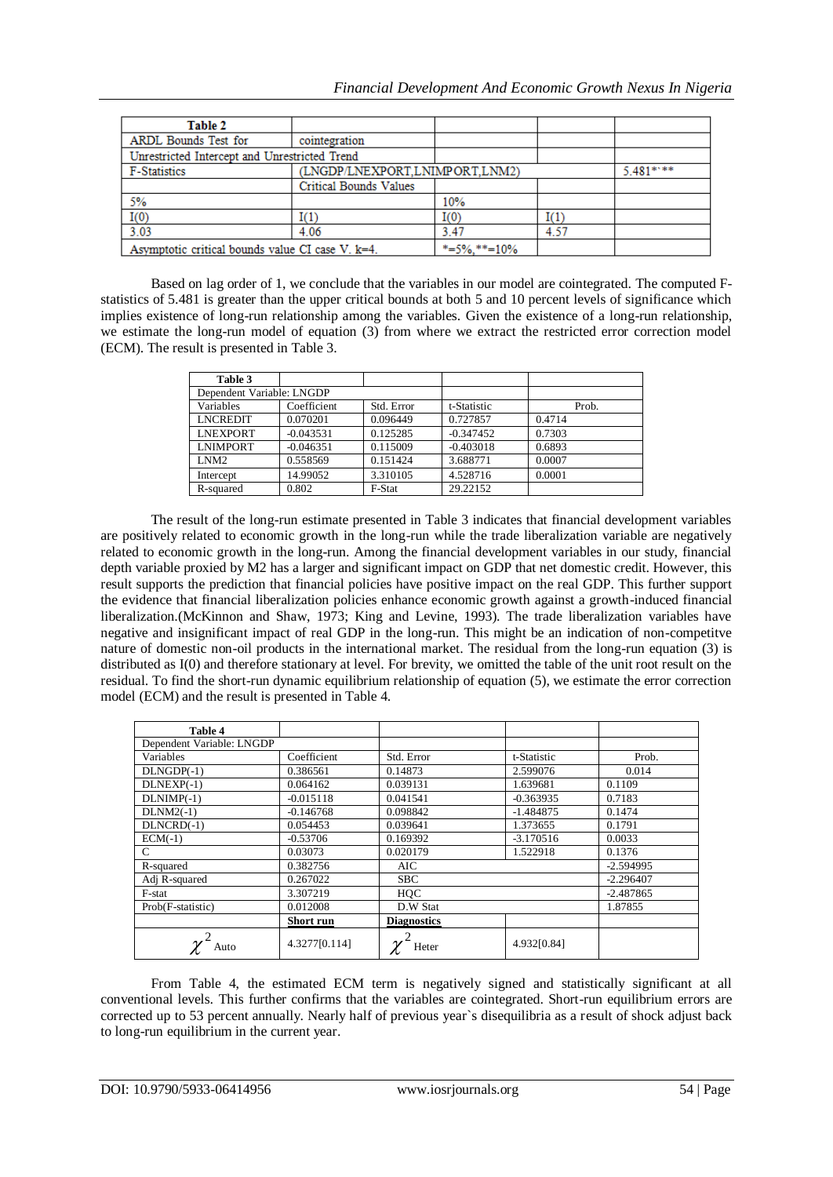| Table 2 | | | | |
|---|---|---|---|---|
| ARDL Bounds Test for | cointegration | | | |
| Unrestricted Intercept and Unrestricted Trend | | | | |
| F-Statistics | (LNGDP/LNEXPORT,LNIMPORT,LNM2) | | | 5.481*`** |
| | Critical Bounds Values | | | |
| 5% | | 10% | | |
| I(0) | I(1) | I(0) | I(1) | |
| 3.03 | 4.06 | 3.47 | 4.57 | |
| Asymptotic critical bounds value CI case V. k=4. | | *=5%,**=10% | | |

Based on lag order of 1, we conclude that the variables in our model are cointegrated. The computed F-statistics of 5.481 is greater than the upper critical bounds at both 5 and 10 percent levels of significance which implies existence of long-run relationship among the variables. Given the existence of a long-run relationship, we estimate the long-run model of equation (3) from where we extract the restricted error correction model (ECM). The result is presented in Table 3.

| Table 3 | | | | |
|---|---|---|---|---|
| Dependent Variable: LNGDP | | | | |
| Variables | Coefficient | Std. Error | t-Statistic | Prob. |
| LNCREDIT | 0.070201 | 0.096449 | 0.727857 | 0.4714 |
| LNEXPORT | -0.043531 | 0.125285 | -0.347452 | 0.7303 |
| LNIMPORT | -0.046351 | 0.115009 | -0.403018 | 0.6893 |
| LNM2 | 0.558569 | 0.151424 | 3.688771 | 0.0007 |
| Intercept | 14.99052 | 3.310105 | 4.528716 | 0.0001 |
| R-squared | 0.802 | F-Stat | 29.22152 | |

The result of the long-run estimate presented in Table 3 indicates that financial development variables are positively related to economic growth in the long-run while the trade liberalization variable are negatively related to economic growth in the long-run. Among the financial development variables in our study, financial depth variable proxied by M2 has a larger and significant impact on GDP that net domestic credit. However, this result supports the prediction that financial policies have positive impact on the real GDP. This further support the evidence that financial liberalization policies enhance economic growth against a growth-induced financial liberalization.(McKinnon and Shaw, 1973; King and Levine, 1993). The trade liberalization variables have negative and insignificant impact of real GDP in the long-run. This might be an indication of non-competitve nature of domestic non-oil products in the international market. The residual from the long-run equation (3) is distributed as I(0) and therefore stationary at level. For brevity, we omitted the table of the unit root result on the residual. To find the short-run dynamic equilibrium relationship of equation (5), we estimate the error correction model (ECM) and the result is presented in Table 4.

| Table 4 | | | | |
|---|---|---|---|---|
| Dependent Variable: LNGDP | | | | |
| Variables | Coefficient | Std. Error | t-Statistic | Prob. |
| DLNGDP(-1) | 0.386561 | 0.14873 | 2.599076 | 0.014 |
| DLNEXP(-1) | 0.064162 | 0.039131 | 1.639681 | 0.1109 |
| DLNIMP(-1) | -0.015118 | 0.041541 | -0.363935 | 0.7183 |
| DLNM2(-1) | -0.146768 | 0.098842 | -1.484875 | 0.1474 |
| DLNCRD(-1) | 0.054453 | 0.039641 | 1.373655 | 0.1791 |
| ECM(-1) | -0.53706 | 0.169392 | -3.170516 | 0.0033 |
| C | 0.03073 | 0.020179 | 1.522918 | 0.1376 |
| R-squared | 0.382756 | AIC | | -2.594995 |
| Adj R-squared | 0.267022 | SBC | | -2.296407 |
| F-stat | 3.307219 | HQC | | -2.487865 |
| Prob(F-statistic) | 0.012008 | D.W Stat | | 1.87855 |
| | **Short run** | **Diagnostics** | | |
| $\chi^2_{\text{Auto}}$ | 4.3277[0.114] | $\chi^2_{\text{Heter}}$ | 4.932[0.84] | |

From Table 4, the estimated ECM term is negatively signed and statistically significant at all conventional levels. This further confirms that the variables are cointegrated. Short-run equilibrium errors are corrected up to 53 percent annually. Nearly half of previous year`s disequilibria as a result of shock adjust back to long-run equilibrium in the current year.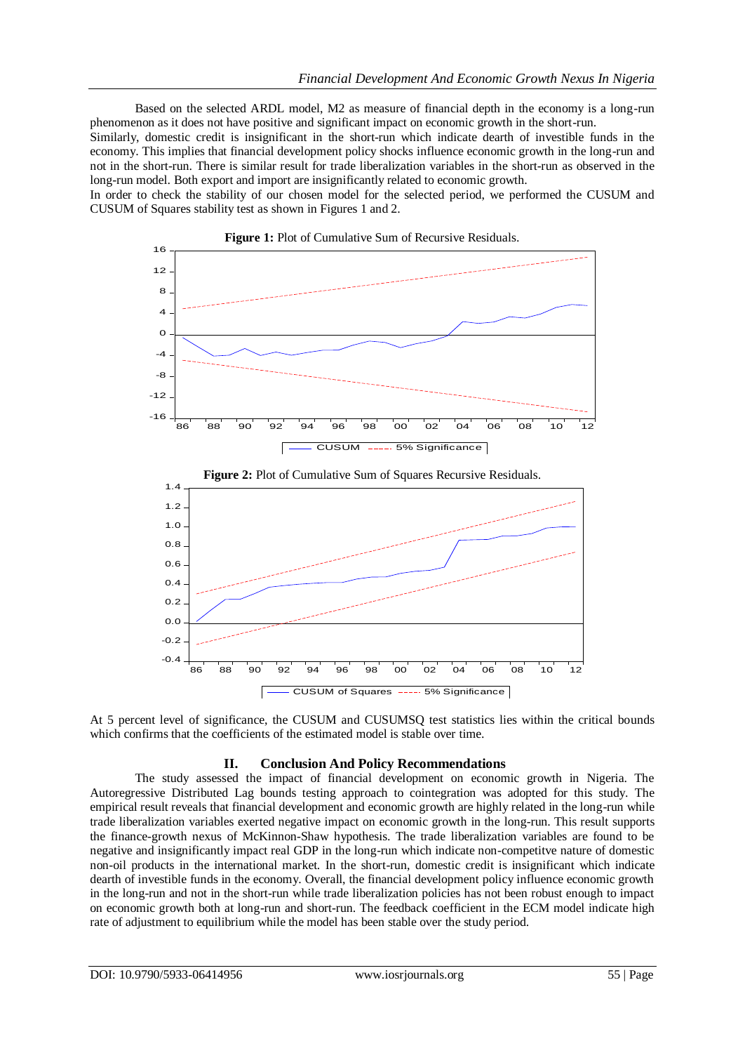Based on the selected ARDL model, M2 as measure of financial depth in the economy is a long-run phenomenon as it does not have positive and significant impact on economic growth in the short-run.

Similarly, domestic credit is insignificant in the short-run which indicate dearth of investible funds in the economy. This implies that financial development policy shocks influence economic growth in the long-run and not in the short-run. There is similar result for trade liberalization variables in the short-run as observed in the long-run model. Both export and import are insignificantly related to economic growth.

In order to check the stability of our chosen model for the selected period, we performed the CUSUM and CUSUM of Squares stability test as shown in Figures 1 and 2.

**Figure 1:** Plot of Cumulative Sum of Recursive Residuals.

**Figure 2:** Plot of Cumulative Sum of Squares Recursive Residuals.

At 5 percent level of significance, the CUSUM and CUSUMSQ test statistics lies within the critical bounds which confirms that the coefficients of the estimated model is stable over time.

## II. Conclusion And Policy Recommendations

The study assessed the impact of financial development on economic growth in Nigeria. The Autoregressive Distributed Lag bounds testing approach to cointegration was adopted for this study. The empirical result reveals that financial development and economic growth are highly related in the long-run while trade liberalization variables exerted negative impact on economic growth in the long-run. This result supports the finance-growth nexus of McKinnon-Shaw hypothesis. The trade liberalization variables are found to be negative and insignificantly impact real GDP in the long-run which indicate non-competitve nature of domestic non-oil products in the international market. In the short-run, domestic credit is insignificant which indicate dearth of investible funds in the economy. Overall, the financial development policy influence economic growth in the long-run and not in the short-run while trade liberalization policies has not been robust enough to impact on economic growth both at long-run and short-run. The feedback coefficient in the ECM model indicate high rate of adjustment to equilibrium while the model has been stable over the study period.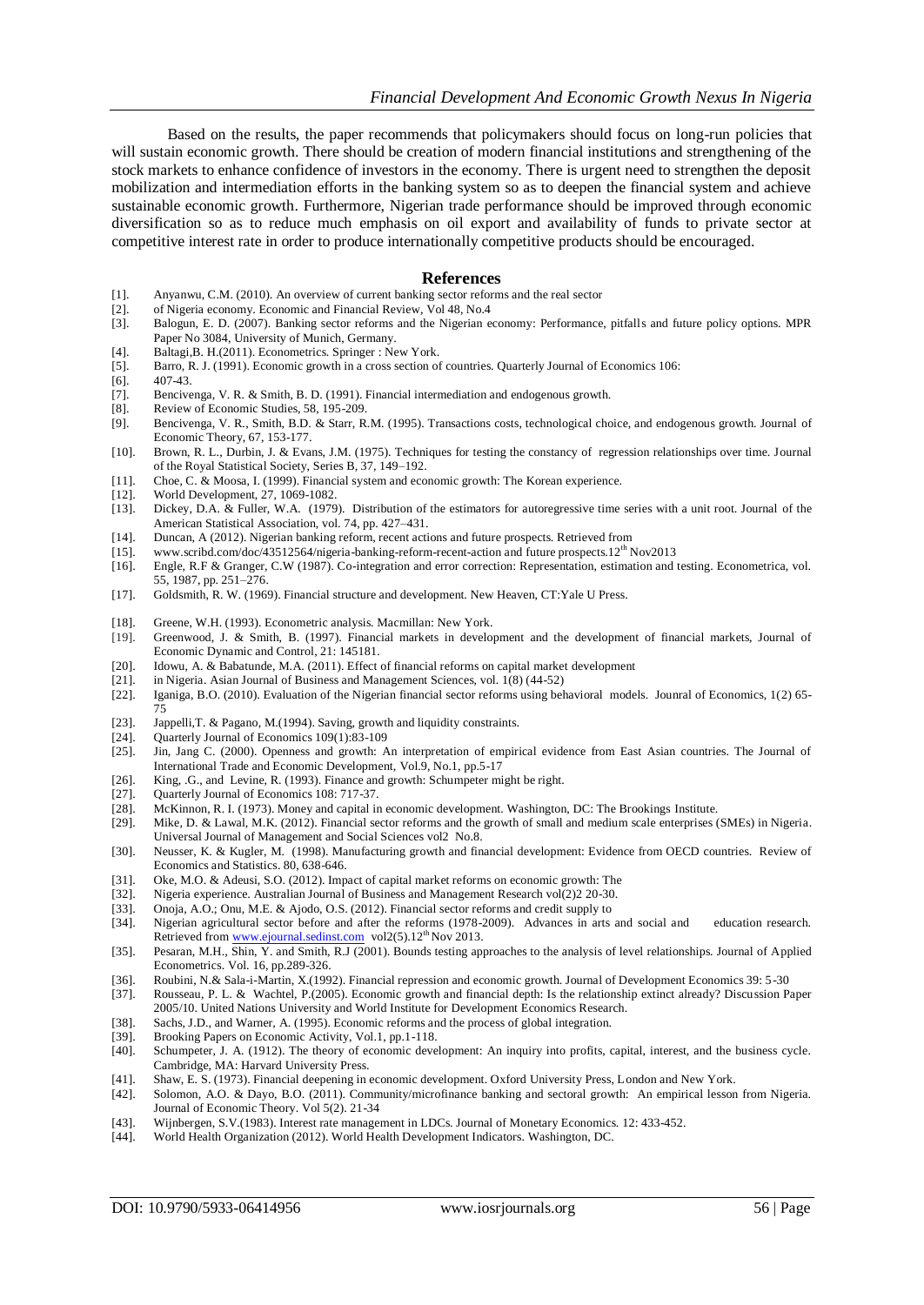Based on the results, the paper recommends that policymakers should focus on long-run policies that will sustain economic growth. There should be creation of modern financial institutions and strengthening of the stock markets to enhance confidence of investors in the economy. There is urgent need to strengthen the deposit mobilization and intermediation efforts in the banking system so as to deepen the financial system and achieve sustainable economic growth. Furthermore, Nigerian trade performance should be improved through economic diversification so as to reduce much emphasis on oil export and availability of funds to private sector at competitive interest rate in order to produce internationally competitive products should be encouraged.

## References

[1]. Anyanwu, C.M. (2010). An overview of current banking sector reforms and the real sector
[2]. of Nigeria economy. Economic and Financial Review, Vol 48, No.4
[3]. Balogun, E. D. (2007). Banking sector reforms and the Nigerian economy: Performance, pitfalls and future policy options. MPR Paper No 3084, University of Munich, Germany.
[4]. Baltagi,B. H.(2011). Econometrics. Springer : New York.
[5]. Barro, R. J. (1991). Economic growth in a cross section of countries. Quarterly Journal of Economics 106:
[6]. 407-43.
[7]. Bencivenga, V. R. & Smith, B. D. (1991). Financial intermediation and endogenous growth.
[8]. Review of Economic Studies, 58, 195-209.
[9]. Bencivenga, V. R., Smith, B.D. & Starr, R.M. (1995). Transactions costs, technological choice, and endogenous growth. Journal of Economic Theory, 67, 153-177.
[10]. Brown, R. L., Durbin, J. & Evans, J.M. (1975). Techniques for testing the constancy of regression relationships over time. Journal of the Royal Statistical Society, Series B, 37, 149–192.
[11]. Choe, C. & Moosa, I. (1999). Financial system and economic growth: The Korean experience.
[12]. World Development, 27, 1069-1082.
[13]. Dickey, D.A. & Fuller, W.A. (1979). Distribution of the estimators for autoregressive time series with a unit root. Journal of the American Statistical Association, vol. 74, pp. 427–431.
[14]. Duncan, A (2012). Nigerian banking reform, recent actions and future prospects. Retrieved from
[15]. www.scribd.com/doc/43512564/nigeria-banking-reform-recent-action and future prospects.12th Nov2013
[16]. Engle, R.F & Granger, C.W (1987). Co-integration and error correction: Representation, estimation and testing. Econometrica, vol. 55, 1987, pp. 251–276.
[17]. Goldsmith, R. W. (1969). Financial structure and development. New Heaven, CT:Yale U Press.
[18]. Greene, W.H. (1993). Econometric analysis. Macmillan: New York.
[19]. Greenwood, J. & Smith, B. (1997). Financial markets in development and the development of financial markets, Journal of Economic Dynamic and Control, 21: 145181.
[20]. Idowu, A. & Babatunde, M.A. (2011). Effect of financial reforms on capital market development
[21]. in Nigeria. Asian Journal of Business and Management Sciences, vol. 1(8) (44-52)
[22]. Iganiga, B.O. (2010). Evaluation of the Nigerian financial sector reforms using behavioral models. Jounral of Economics, 1(2) 65-75
[23]. Jappelli,T. & Pagano, M.(1994). Saving, growth and liquidity constraints.
[24]. Quarterly Journal of Economics 109(1):83-109
[25]. Jin, Jang C. (2000). Openness and growth: An interpretation of empirical evidence from East Asian countries. The Journal of International Trade and Economic Development, Vol.9, No.1, pp.5-17
[26]. King, .G., and Levine, R. (1993). Finance and growth: Schumpeter might be right.
[27]. Quarterly Journal of Economics 108: 717-37.
[28]. McKinnon, R. I. (1973). Money and capital in economic development. Washington, DC: The Brookings Institute.
[29]. Mike, D. & Lawal, M.K. (2012). Financial sector reforms and the growth of small and medium scale enterprises (SMEs) in Nigeria. Universal Journal of Management and Social Sciences vol2 No.8.
[30]. Neusser, K. & Kugler, M. (1998). Manufacturing growth and financial development: Evidence from OECD countries. Review of Economics and Statistics. 80, 638-646.
[31]. Oke, M.O. & Adeusi, S.O. (2012). Impact of capital market reforms on economic growth: The
[32]. Nigeria experience. Australian Journal of Business and Management Research vol(2)2 20-30.
[33]. Onoja, A.O.; Onu, M.E. & Ajodo, O.S. (2012). Financial sector reforms and credit supply to
[34]. Nigerian agricultural sector before and after the reforms (1978-2009). Advances in arts and social and education research. Retrieved from www.ejournal.sedinst.com vol2(5).12th Nov 2013.
[35]. Pesaran, M.H., Shin, Y. and Smith, R.J (2001). Bounds testing approaches to the analysis of level relationships. Journal of Applied Econometrics. Vol. 16, pp.289-326.
[36]. Roubini, N.& Sala-i-Martin, X.(1992). Financial repression and economic growth. Journal of Development Economics 39: 5-30
[37]. Rousseau, P. L. & Wachtel, P.(2005). Economic growth and financial depth: Is the relationship extinct already? Discussion Paper 2005/10. United Nations University and World Institute for Development Economics Research.
[38]. Sachs, J.D., and Warner, A. (1995). Economic reforms and the process of global integration.
[39]. Brooking Papers on Economic Activity, Vol.1, pp.1-118.
[40]. Schumpeter, J. A. (1912). The theory of economic development: An inquiry into profits, capital, interest, and the business cycle. Cambridge, MA: Harvard University Press.
[41]. Shaw, E. S. (1973). Financial deepening in economic development. Oxford University Press, London and New York.
[42]. Solomon, A.O. & Dayo, B.O. (2011). Community/microfinance banking and sectoral growth: An empirical lesson from Nigeria. Journal of Economic Theory. Vol 5(2). 21-34
[43]. Wijnbergen, S.V.(1983). Interest rate management in LDCs. Journal of Monetary Economics. 12: 433-452.
[44]. World Health Organization (2012). World Health Development Indicators. Washington, DC.